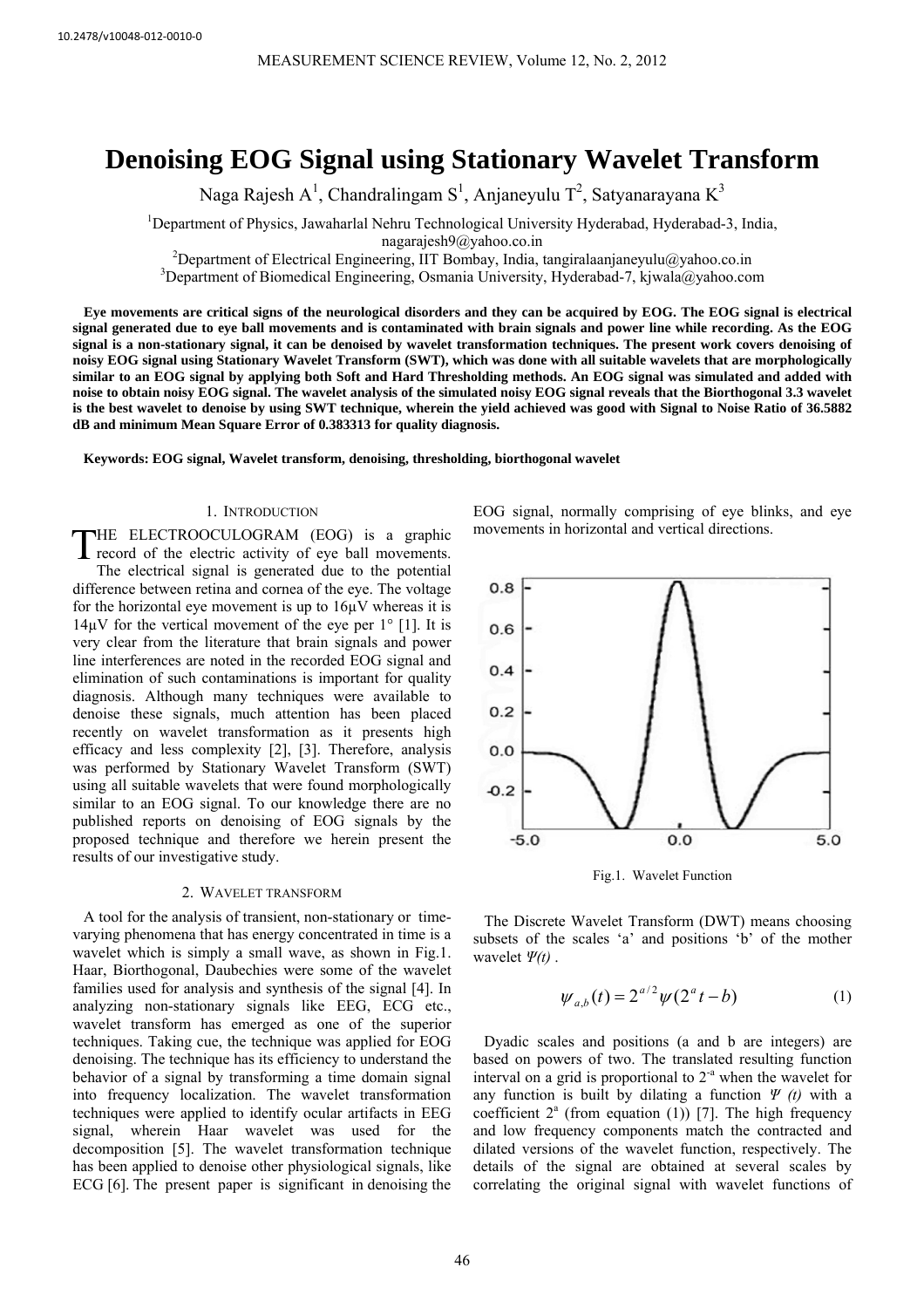10.2478/v10048-012-0010-0

# Denoising EOG Signal using Stationary Wavelet Transform

Naga Rajesh A[1], Chandralingam S[1], Anjaneyulu T[2], Satyanarayana K[3]

[1]Department of Physics, Jawaharlal Nehru Technological University Hyderabad, Hyderabad-3, India, nagarajesh9@yahoo.co.in

[2]Department of Electrical Engineering, IIT Bombay, India, tangiralaanjaneyulu@yahoo.co.in

[3]Department of Biomedical Engineering, Osmania University, Hyderabad-7, kjwala@yahoo.com

**Eye movements are critical signs of the neurological disorders and they can be acquired by EOG. The EOG signal is electrical signal generated due to eye ball movements and is contaminated with brain signals and power line while recording. As the EOG signal is a non-stationary signal, it can be denoised by wavelet transformation techniques. The present work covers denoising of noisy EOG signal using Stationary Wavelet Transform (SWT), which was done with all suitable wavelets that are morphologically similar to an EOG signal by applying both Soft and Hard Thresholding methods. An EOG signal was simulated and added with noise to obtain noisy EOG signal. The wavelet analysis of the simulated noisy EOG signal reveals that the Biorthogonal 3.3 wavelet is the best wavelet to denoise by using SWT technique, wherein the yield achieved was good with Signal to Noise Ratio of 36.5882 dB and minimum Mean Square Error of 0.383313 for quality diagnosis.**

**Keywords: EOG signal, Wavelet transform, denoising, thresholding, biorthogonal wavelet**

## 1. Introduction

THE ELECTROOCULOGRAM (EOG) is a graphic record of the electric activity of eye ball movements. The electrical signal is generated due to the potential difference between retina and cornea of the eye. The voltage for the horizontal eye movement is up to 16μV whereas it is 14μV for the vertical movement of the eye per 1° [1]. It is very clear from the literature that brain signals and power line interferences are noted in the recorded EOG signal and elimination of such contaminations is important for quality diagnosis. Although many techniques were available to denoise these signals, much attention has been placed recently on wavelet transformation as it presents high efficacy and less complexity [2], [3]. Therefore, analysis was performed by Stationary Wavelet Transform (SWT) using all suitable wavelets that were found morphologically similar to an EOG signal. To our knowledge there are no published reports on denoising of EOG signals by the proposed technique and therefore we herein present the results of our investigative study.

## 2. Wavelet transform

A tool for the analysis of transient, non-stationary or time-varying phenomena that has energy concentrated in time is a wavelet which is simply a small wave, as shown in Fig.1. Haar, Biorthogonal, Daubechies were some of the wavelet families used for analysis and synthesis of the signal [4]. In analyzing non-stationary signals like EEG, ECG etc., wavelet transform has emerged as one of the superior techniques. Taking cue, the technique was applied for EOG denoising. The technique has its efficiency to understand the behavior of a signal by transforming a time domain signal into frequency localization. The wavelet transformation techniques were applied to identify ocular artifacts in EEG signal, wherein Haar wavelet was used for the decomposition [5]. The wavelet transformation technique has been applied to denoise other physiological signals, like ECG [6]. The present paper is significant in denoising the EOG signal, normally comprising of eye blinks, and eye movements in horizontal and vertical directions.

Fig.1. Wavelet Function

The Discrete Wavelet Transform (DWT) means choosing subsets of the scales 'a' and positions 'b' of the mother wavelet $\Psi(t)$ .

$$\psi_{a,b}(t) = 2^{a/2}\psi(2^a t - b) \tag{1}$$

Dyadic scales and positions (a and b are integers) are based on powers of two. The translated resulting function interval on a grid is proportional to $2^{-a}$ when the wavelet for any function is built by dilating a function $\Psi(t)$ with a coefficient $2^a$ (from equation (1)) [7]. The high frequency and low frequency components match the contracted and dilated versions of the wavelet function, respectively. The details of the signal are obtained at several scales by correlating the original signal with wavelet functions of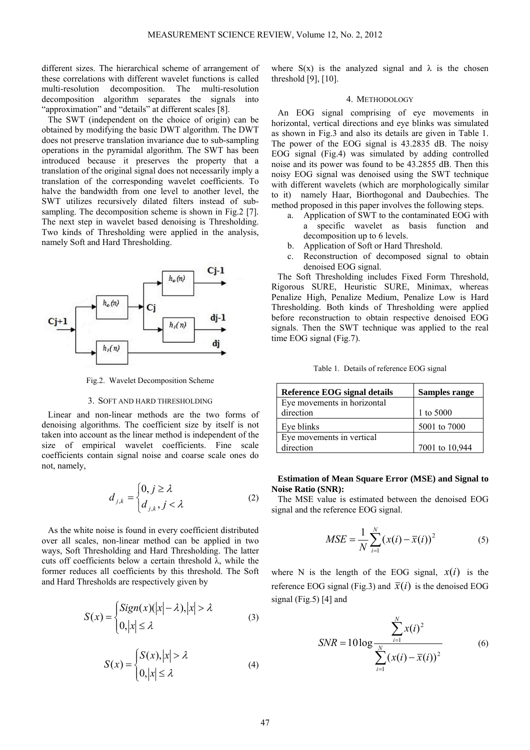different sizes. The hierarchical scheme of arrangement of these correlations with different wavelet functions is called multi-resolution decomposition. The multi-resolution decomposition algorithm separates the signals into "approximation" and "details" at different scales [8].

The SWT (independent on the choice of origin) can be obtained by modifying the basic DWT algorithm. The DWT does not preserve translation invariance due to sub-sampling operations in the pyramidal algorithm. The SWT has been introduced because it preserves the property that a translation of the original signal does not necessarily imply a translation of the corresponding wavelet coefficients. To halve the bandwidth from one level to another level, the SWT utilizes recursively dilated filters instead of sub-sampling. The decomposition scheme is shown in Fig.2 [7]. The next step in wavelet based denoising is Thresholding. Two kinds of Thresholding were applied in the analysis, namely Soft and Hard Thresholding.

Fig.2. Wavelet Decomposition Scheme

## 3. Soft and Hard Thresholding

Linear and non-linear methods are the two forms of denoising algorithms. The coefficient size by itself is not taken into account as the linear method is independent of the size of empirical wavelet coefficients. Fine scale coefficients contain signal noise and coarse scale ones do not, namely,

$$d_{j,k} = \begin{cases} 0, j \geq \lambda \\ d_{j,k}, j < \lambda \end{cases} \tag{2}$$

As the white noise is found in every coefficient distributed over all scales, non-linear method can be applied in two ways, Soft Thresholding and Hard Thresholding. The latter cuts off coefficients below a certain threshold λ, while the former reduces all coefficients by this threshold. The Soft and Hard Thresholds are respectively given by

$$S(x) = \begin{cases} Sign(x)(|x| - \lambda), |x| > \lambda \\ 0, |x| \leq \lambda \end{cases} \tag{3}$$

$$S(x) = \begin{cases} S(x), |x| > \lambda \\ 0, |x| \leq \lambda \end{cases} \tag{4}$$

where S(x) is the analyzed signal and λ is the chosen threshold [9], [10].

## 4. Methodology

An EOG signal comprising of eye movements in horizontal, vertical directions and eye blinks was simulated as shown in Fig.3 and also its details are given in Table 1. The power of the EOG signal is 43.2835 dB. The noisy EOG signal (Fig.4) was simulated by adding controlled noise and its power was found to be 43.2855 dB. Then this noisy EOG signal was denoised using the SWT technique with different wavelets (which are morphologically similar to it) namely Haar, Biorthogonal and Daubechies. The method proposed in this paper involves the following steps.

a. Application of SWT to the contaminated EOG with a specific wavelet as basis function and decomposition up to 6 levels.
b. Application of Soft or Hard Threshold.
c. Reconstruction of decomposed signal to obtain denoised EOG signal.

The Soft Thresholding includes Fixed Form Threshold, Rigorous SURE, Heuristic SURE, Minimax, whereas Penalize High, Penalize Medium, Penalize Low is Hard Thresholding. Both kinds of Thresholding were applied before reconstruction to obtain respective denoised EOG signals. Then the SWT technique was applied to the real time EOG signal (Fig.7).

Table 1. Details of reference EOG signal

| Reference EOG signal details | Samples range |
|---|---|
| Eye movements in horizontal direction | 1 to 5000 |
| Eye blinks | 5001 to 7000 |
| Eye movements in vertical direction | 7001 to 10,944 |

**Estimation of Mean Square Error (MSE) and Signal to Noise Ratio (SNR):**

The MSE value is estimated between the denoised EOG signal and the reference EOG signal.

$$MSE = \frac{1}{N}\sum_{i=1}^{N}(x(i) - \bar{x}(i))^2 \tag{5}$$

where N is the length of the EOG signal, $x(i)$ is the reference EOG signal (Fig.3) and $\bar{x}(i)$ is the denoised EOG signal (Fig.5) [4] and

$$SNR = 10\log\frac{\sum_{i=1}^{N} x(i)^2}{\sum_{i=1}^{N}(x(i) - \bar{x}(i))^2} \tag{6}$$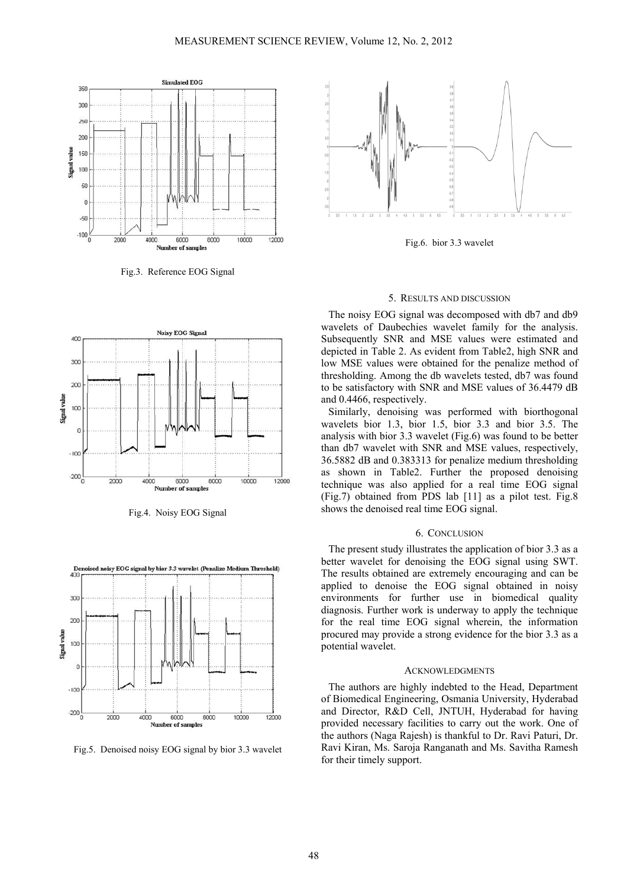Fig.3. Reference EOG Signal

Fig.4. Noisy EOG Signal

Fig.5. Denoised noisy EOG signal by bior 3.3 wavelet

Fig.6. bior 3.3 wavelet

## 5. RESULTS AND DISCUSSION

The noisy EOG signal was decomposed with db7 and db9 wavelets of Daubechies wavelet family for the analysis. Subsequently SNR and MSE values were estimated and depicted in Table 2. As evident from Table2, high SNR and low MSE values were obtained for the penalize method of thresholding. Among the db wavelets tested, db7 was found to be satisfactory with SNR and MSE values of 36.4479 dB and 0.4466, respectively.

Similarly, denoising was performed with biorthogonal wavelets bior 1.3, bior 1.5, bior 3.3 and bior 3.5. The analysis with bior 3.3 wavelet (Fig.6) was found to be better than db7 wavelet with SNR and MSE values, respectively, 36.5882 dB and 0.383313 for penalize medium thresholding as shown in Table2. Further the proposed denoising technique was also applied for a real time EOG signal (Fig.7) obtained from PDS lab [11] as a pilot test. Fig.8 shows the denoised real time EOG signal.

## 6. CONCLUSION

The present study illustrates the application of bior 3.3 as a better wavelet for denoising the EOG signal using SWT. The results obtained are extremely encouraging and can be applied to denoise the EOG signal obtained in noisy environments for further use in biomedical quality diagnosis. Further work is underway to apply the technique for the real time EOG signal wherein, the information procured may provide a strong evidence for the bior 3.3 as a potential wavelet.

## ACKNOWLEDGMENTS

The authors are highly indebted to the Head, Department of Biomedical Engineering, Osmania University, Hyderabad and Director, R&D Cell, JNTUH, Hyderabad for having provided necessary facilities to carry out the work. One of the authors (Naga Rajesh) is thankful to Dr. Ravi Paturi, Dr. Ravi Kiran, Ms. Saroja Ranganath and Ms. Savitha Ramesh for their timely support.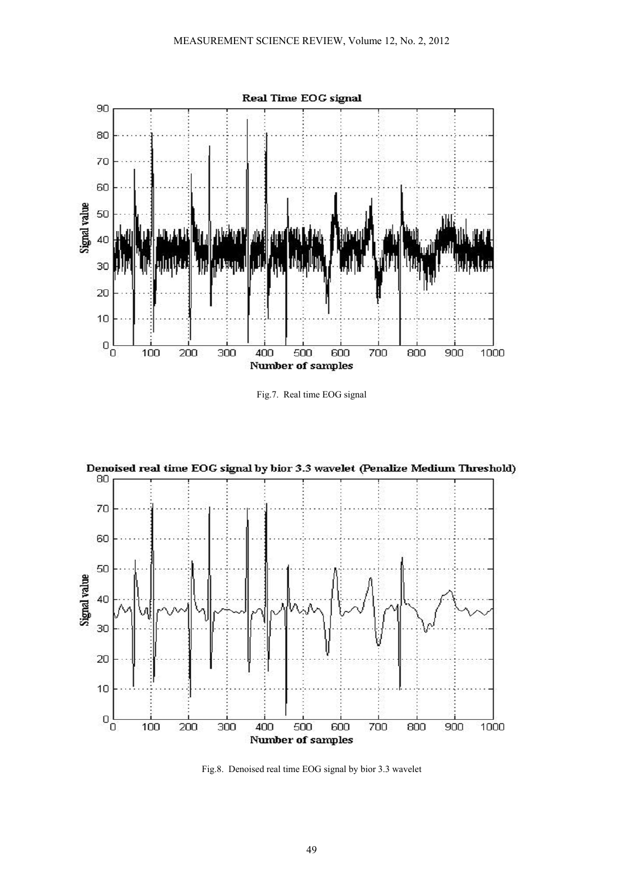Fig.7. Real time EOG signal

Fig.8. Denoised real time EOG signal by bior 3.3 wavelet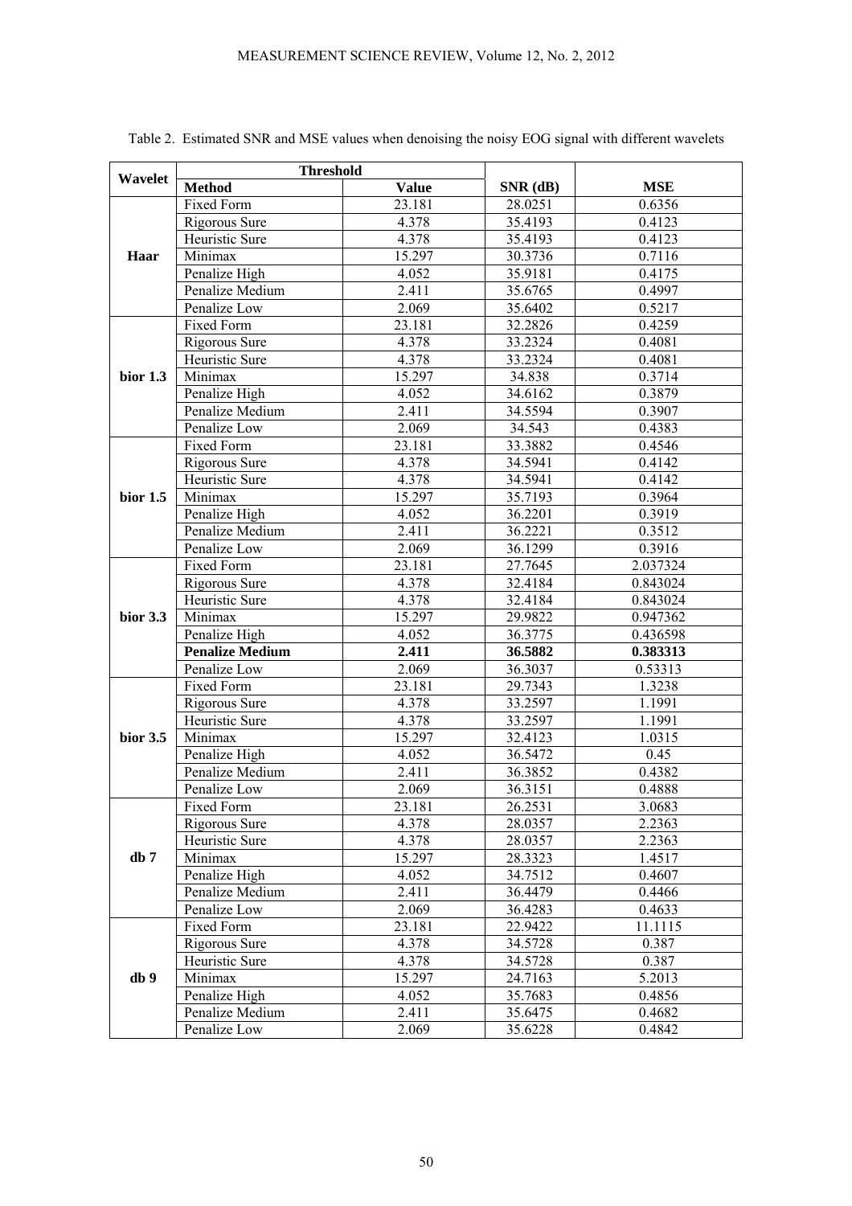Table 2. Estimated SNR and MSE values when denoising the noisy EOG signal with different wavelets

| Wavelet | Threshold | | SNR (dB) | MSE |
|---|---|---|---|---|
| | **Method** | **Value** | | |
| **Haar** | Fixed Form | 23.181 | 28.0251 | 0.6356 |
| | Rigorous Sure | 4.378 | 35.4193 | 0.4123 |
| | Heuristic Sure | 4.378 | 35.4193 | 0.4123 |
| | Minimax | 15.297 | 30.3736 | 0.7116 |
| | Penalize High | 4.052 | 35.9181 | 0.4175 |
| | Penalize Medium | 2.411 | 35.6765 | 0.4997 |
| | Penalize Low | 2.069 | 35.6402 | 0.5217 |
| **bior 1.3** | Fixed Form | 23.181 | 32.2826 | 0.4259 |
| | Rigorous Sure | 4.378 | 33.2324 | 0.4081 |
| | Heuristic Sure | 4.378 | 33.2324 | 0.4081 |
| | Minimax | 15.297 | 34.838 | 0.3714 |
| | Penalize High | 4.052 | 34.6162 | 0.3879 |
| | Penalize Medium | 2.411 | 34.5594 | 0.3907 |
| | Penalize Low | 2.069 | 34.543 | 0.4383 |
| **bior 1.5** | Fixed Form | 23.181 | 33.3882 | 0.4546 |
| | Rigorous Sure | 4.378 | 34.5941 | 0.4142 |
| | Heuristic Sure | 4.378 | 34.5941 | 0.4142 |
| | Minimax | 15.297 | 35.7193 | 0.3964 |
| | Penalize High | 4.052 | 36.2201 | 0.3919 |
| | Penalize Medium | 2.411 | 36.2221 | 0.3512 |
| | Penalize Low | 2.069 | 36.1299 | 0.3916 |
| **bior 3.3** | Fixed Form | 23.181 | 27.7645 | 2.037324 |
| | Rigorous Sure | 4.378 | 32.4184 | 0.843024 |
| | Heuristic Sure | 4.378 | 32.4184 | 0.843024 |
| | Minimax | 15.297 | 29.9822 | 0.947362 |
| | Penalize High | 4.052 | 36.3775 | 0.436598 |
| | **Penalize Medium** | **2.411** | **36.5882** | **0.383313** |
| | Penalize Low | 2.069 | 36.3037 | 0.53313 |
| **bior 3.5** | Fixed Form | 23.181 | 29.7343 | 1.3238 |
| | Rigorous Sure | 4.378 | 33.2597 | 1.1991 |
| | Heuristic Sure | 4.378 | 33.2597 | 1.1991 |
| | Minimax | 15.297 | 32.4123 | 1.0315 |
| | Penalize High | 4.052 | 36.5472 | 0.45 |
| | Penalize Medium | 2.411 | 36.3852 | 0.4382 |
| | Penalize Low | 2.069 | 36.3151 | 0.4888 |
| **db 7** | Fixed Form | 23.181 | 26.2531 | 3.0683 |
| | Rigorous Sure | 4.378 | 28.0357 | 2.2363 |
| | Heuristic Sure | 4.378 | 28.0357 | 2.2363 |
| | Minimax | 15.297 | 28.3323 | 1.4517 |
| | Penalize High | 4.052 | 34.7512 | 0.4607 |
| | Penalize Medium | 2.411 | 36.4479 | 0.4466 |
| | Penalize Low | 2.069 | 36.4283 | 0.4633 |
| **db 9** | Fixed Form | 23.181 | 22.9422 | 11.1115 |
| | Rigorous Sure | 4.378 | 34.5728 | 0.387 |
| | Heuristic Sure | 4.378 | 34.5728 | 0.387 |
| | Minimax | 15.297 | 24.7163 | 5.2013 |
| | Penalize High | 4.052 | 35.7683 | 0.4856 |
| | Penalize Medium | 2.411 | 35.6475 | 0.4682 |
| | Penalize Low | 2.069 | 35.6228 | 0.4842 |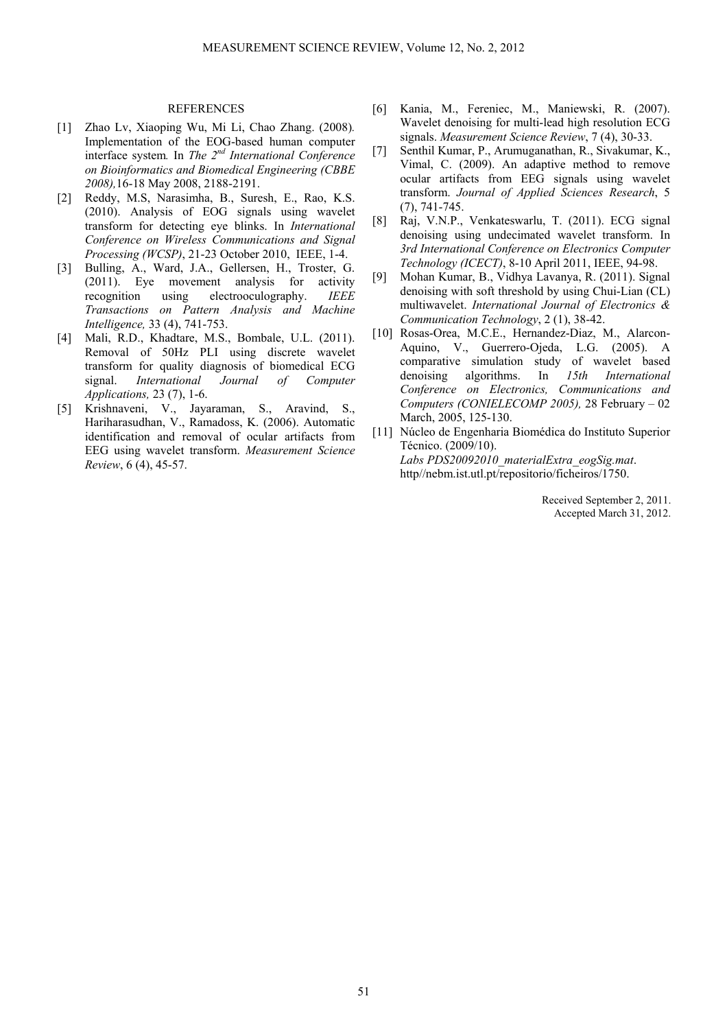## REFERENCES

[1] Zhao Lv, Xiaoping Wu, Mi Li, Chao Zhang. (2008). Implementation of the EOG-based human computer interface system. In *The 2nd International Conference on Bioinformatics and Biomedical Engineering (CBBE 2008),*16-18 May 2008, 2188-2191.

[2] Reddy, M.S, Narasimha, B., Suresh, E., Rao, K.S. (2010). Analysis of EOG signals using wavelet transform for detecting eye blinks. In *International Conference on Wireless Communications and Signal Processing (WCSP)*, 21-23 October 2010, IEEE, 1-4.

[3] Bulling, A., Ward, J.A., Gellersen, H., Troster, G. (2011). Eye movement analysis for activity recognition using electrooculography. *IEEE Transactions on Pattern Analysis and Machine Intelligence,* 33 (4), 741-753.

[4] Mali, R.D., Khadtare, M.S., Bombale, U.L. (2011). Removal of 50Hz PLI using discrete wavelet transform for quality diagnosis of biomedical ECG signal. *International Journal of Computer Applications,* 23 (7), 1-6.

[5] Krishnaveni, V., Jayaraman, S., Aravind, S., Hariharasudhan, V., Ramadoss, K. (2006). Automatic identification and removal of ocular artifacts from EEG using wavelet transform. *Measurement Science Review*, 6 (4), 45-57.

[6] Kania, M., Fereniec, M., Maniewski, R. (2007). Wavelet denoising for multi-lead high resolution ECG signals. *Measurement Science Review*, 7 (4), 30-33.

[7] Senthil Kumar, P., Arumuganathan, R., Sivakumar, K., Vimal, C. (2009). An adaptive method to remove ocular artifacts from EEG signals using wavelet transform. *Journal of Applied Sciences Research*, 5 (7), 741-745.

[8] Raj, V.N.P., Venkateswarlu, T. (2011). ECG signal denoising using undecimated wavelet transform. In *3rd International Conference on Electronics Computer Technology (ICECT)*, 8-10 April 2011, IEEE, 94-98.

[9] Mohan Kumar, B., Vidhya Lavanya, R. (2011). Signal denoising with soft threshold by using Chui-Lian (CL) multiwavelet. *International Journal of Electronics & Communication Technology*, 2 (1), 38-42.

[10] Rosas-Orea, M.C.E., Hernandez-Diaz, M., Alarcon-Aquino, V., Guerrero-Ojeda, L.G. (2005). A comparative simulation study of wavelet based denoising algorithms. In *15th International Conference on Electronics, Communications and Computers (CONIELECOMP 2005),* 28 February – 02 March, 2005, 125-130.

[11] Núcleo de Engenharia Biomédica do Instituto Superior Técnico. (2009/10). *Labs PDS20092010_materialExtra_eogSig.mat*. http//nebm.ist.utl.pt/repositorio/ficheiros/1750.

Received September 2, 2011.
Accepted March 31, 2012.